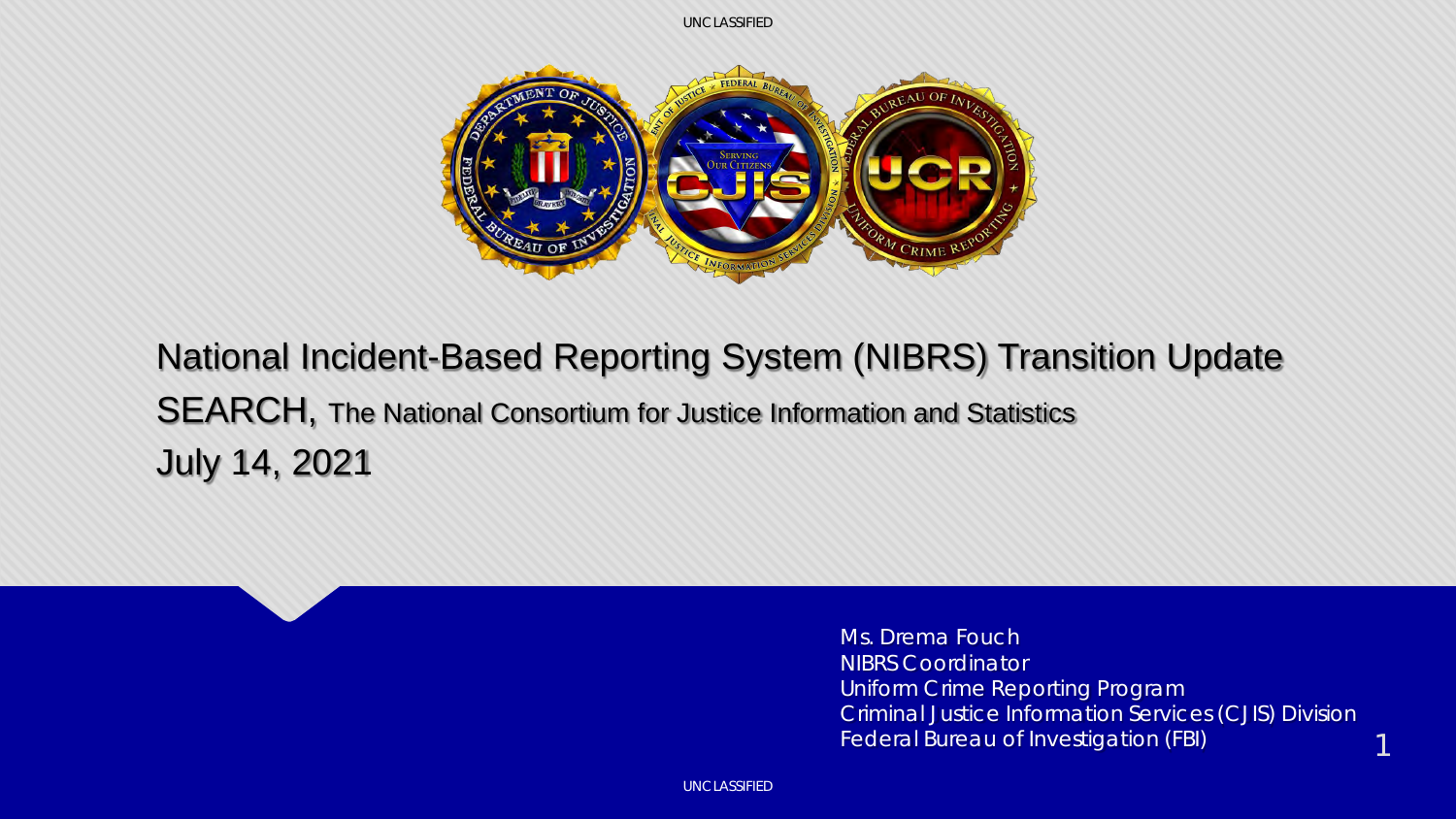# National Incident-Based Reporting System (NIBRS) Transition Update

SEARCH, The National Consortium for Justice Information and Statistics

July 14, 2021

Ms. Drema Fouch
NIBRS Coordinator
Uniform Crime Reporting Program
Criminal Justice Information Services (CJIS) Division
Federal Bureau of Investigation (FBI)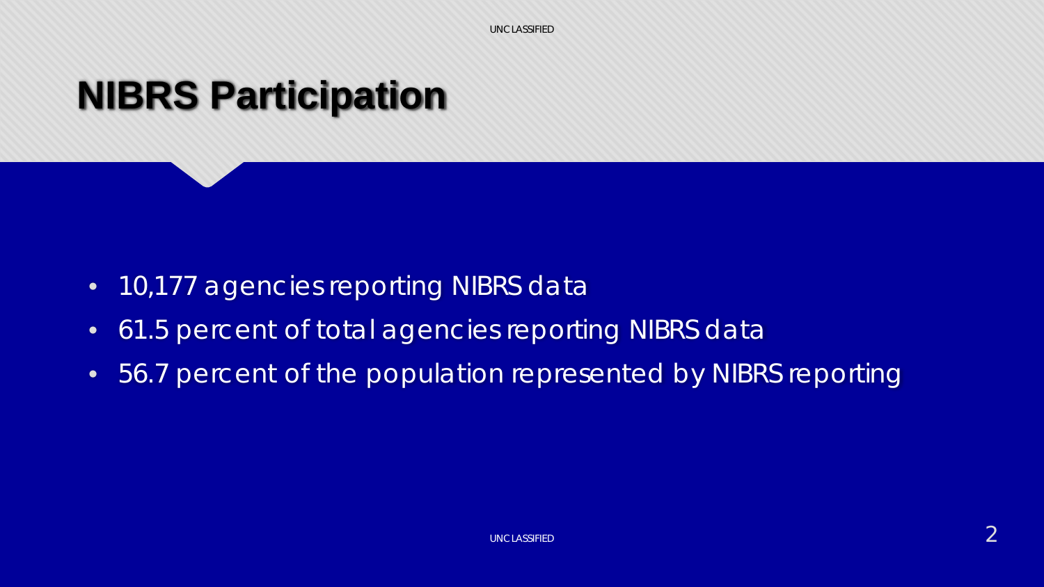# NIBRS Participation

- 10,177 agencies reporting NIBRS data
- 61.5 percent of total agencies reporting NIBRS data
- 56.7 percent of the population represented by NIBRS reporting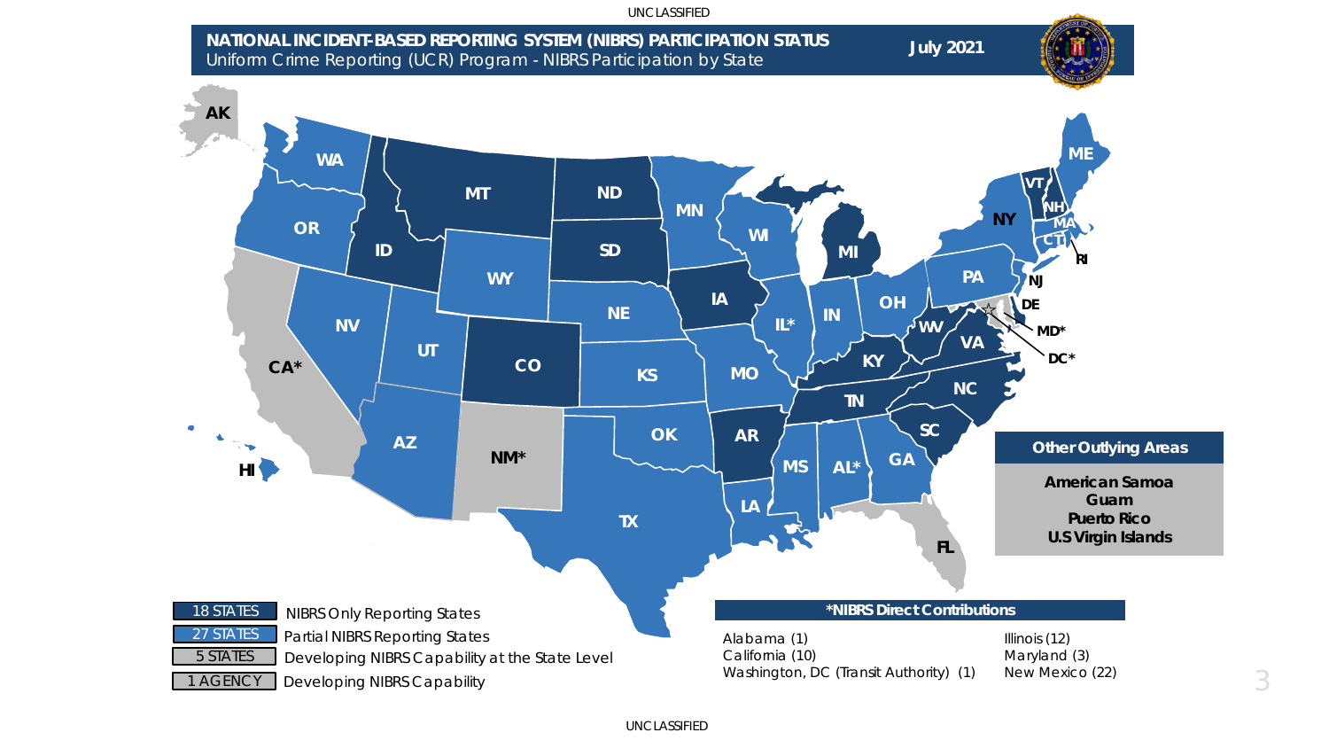# NATIONAL INCIDENT-BASED REPORTING SYSTEM (NIBRS) PARTICIPATION STATUS

Uniform Crime Reporting (UCR) Program - NIBRS Participation by State

**July 2021**

AK, WA, MT, ND, MN, WI, MI, NY, VT, NH, ME, MA, CT, RI, OR, ID, WY, SD, IA, IL*, IN, OH, PA, NJ, DE, MD*, DC*, NV, UT, CO, NE, KS, MO, KY, WV, VA, CA*, AZ, NM*, OK, AR, TN, NC, SC, MS, AL*, GA, LA, TX, FL, HI

| Legend | |
|---|---|
| 18 STATES | NIBRS Only Reporting States |
| 27 STATES | Partial NIBRS Reporting States |
| 5 STATES | Developing NIBRS Capability at the State Level |
| 1 AGENCY | Developing NIBRS Capability |

## Other Outlying Areas

**American Samoa**
**Guam**
**Puerto Rico**
**U.S Virgin Islands**

## *NIBRS Direct Contributions

| | |
|---|---|
| Alabama (1) | Illinois (12) |
| California (10) | Maryland (3) |
| Washington, DC (Transit Authority) (1) | New Mexico (22) |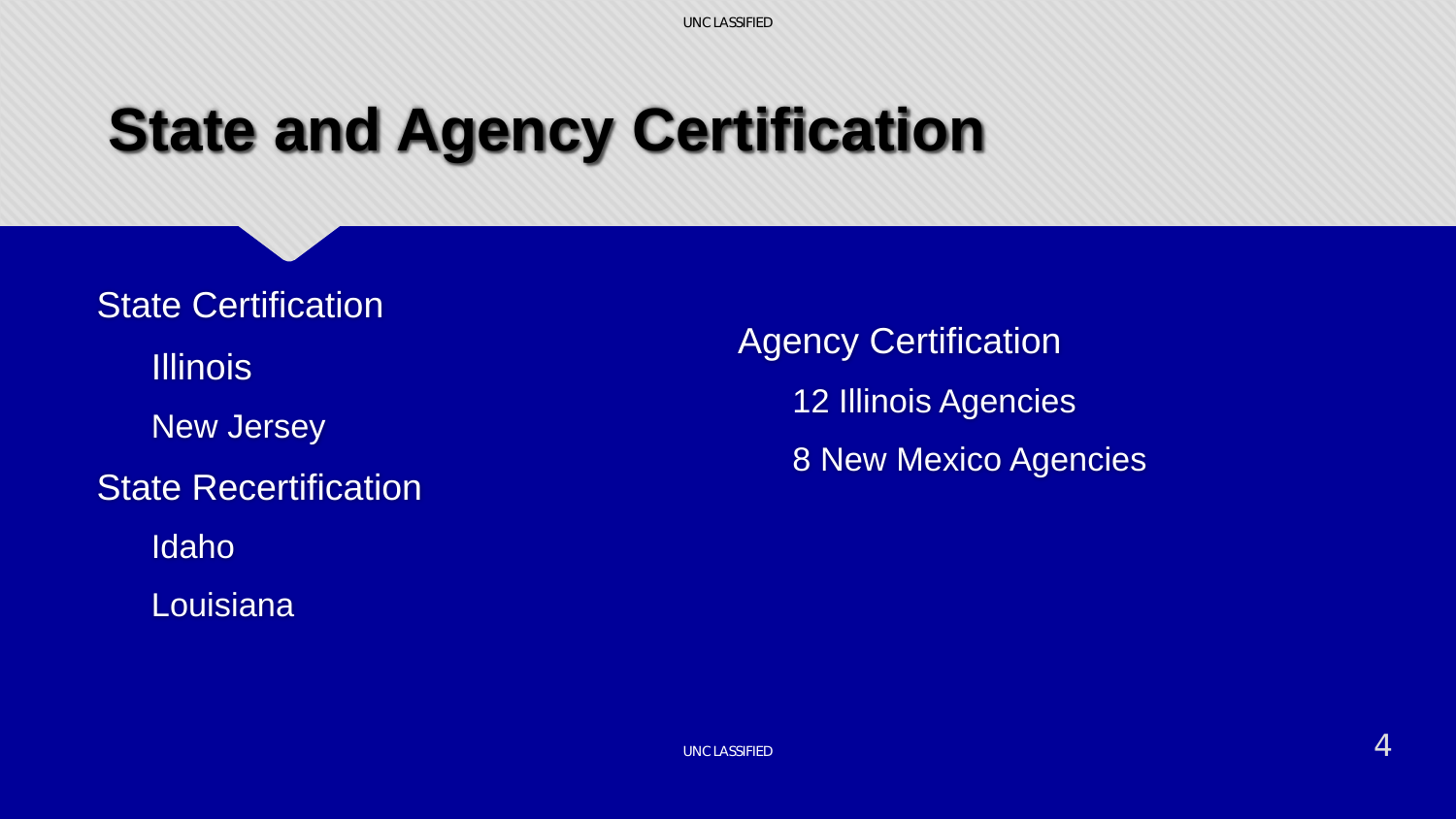# State and Agency Certification

- State Certification
  - Illinois
  - New Jersey
- State Recertification
  - Idaho
  - Louisiana

- Agency Certification
  - 12 Illinois Agencies
  - 8 New Mexico Agencies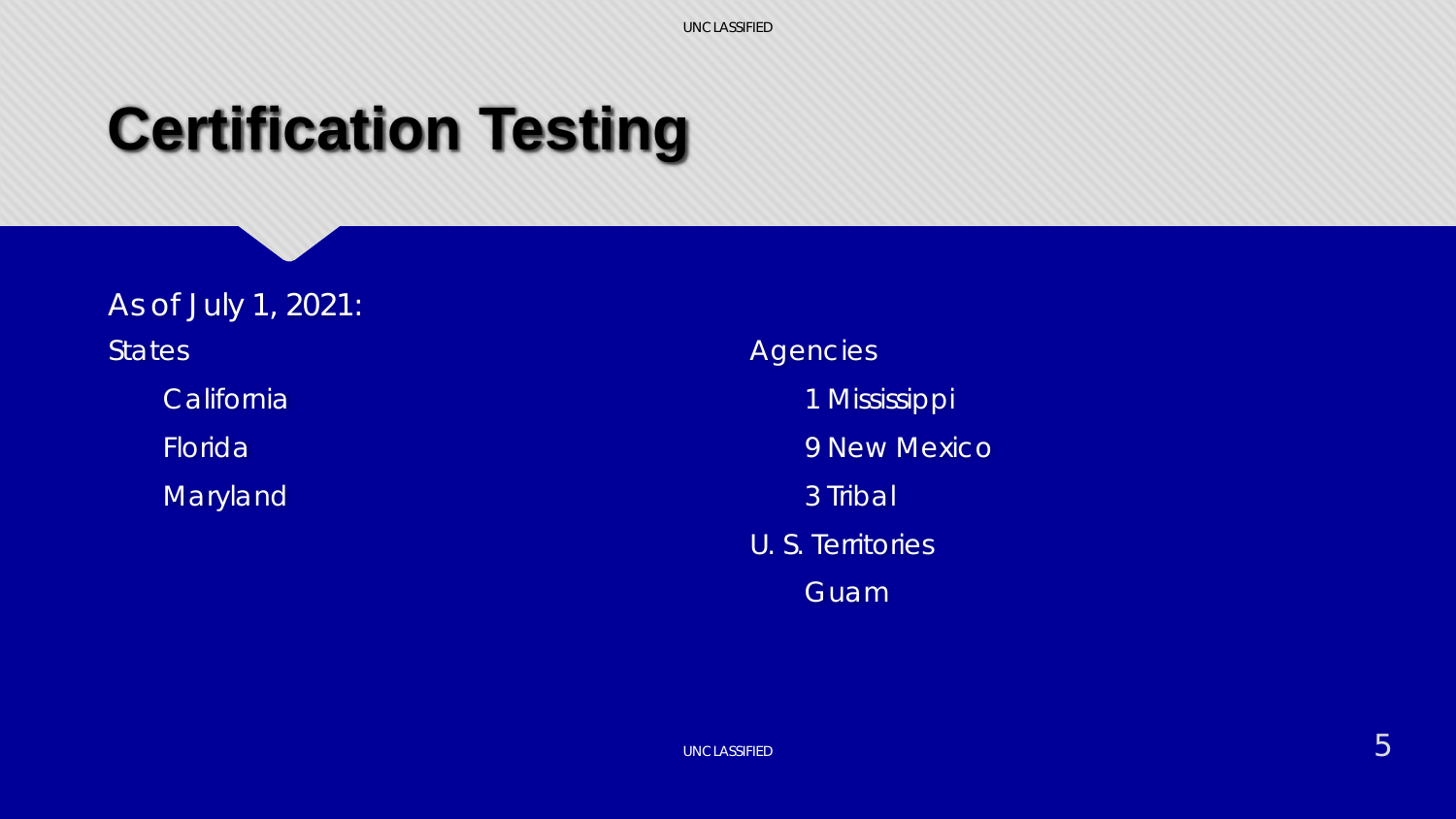# Certification Testing

As of July 1, 2021:

States

- California
- Florida
- Maryland

Agencies

- 1 Mississippi
- 9 New Mexico
- 3 Tribal

U. S. Territories

- Guam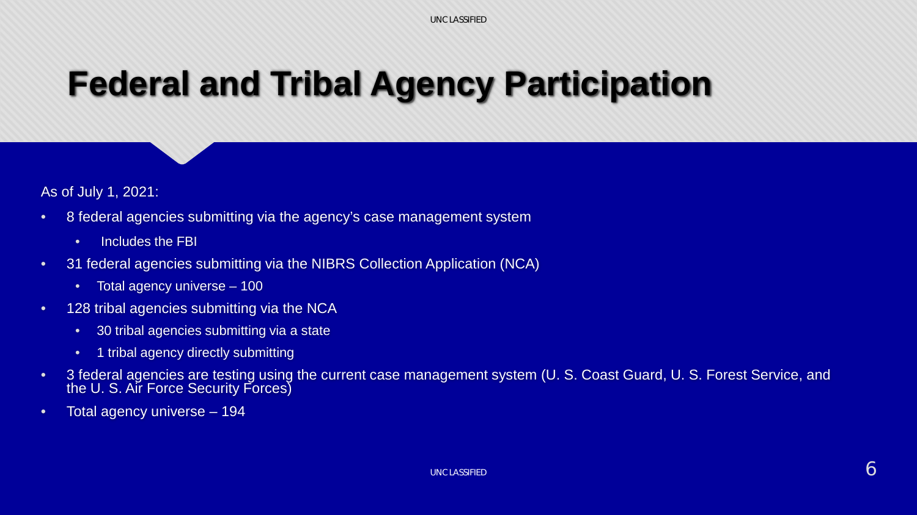# Federal and Tribal Agency Participation

As of July 1, 2021:

- 8 federal agencies submitting via the agency's case management system
  - Includes the FBI
- 31 federal agencies submitting via the NIBRS Collection Application (NCA)
  - Total agency universe – 100
- 128 tribal agencies submitting via the NCA
  - 30 tribal agencies submitting via a state
  - 1 tribal agency directly submitting
- 3 federal agencies are testing using the current case management system (U. S. Coast Guard, U. S. Forest Service, and the U. S. Air Force Security Forces)
- Total agency universe – 194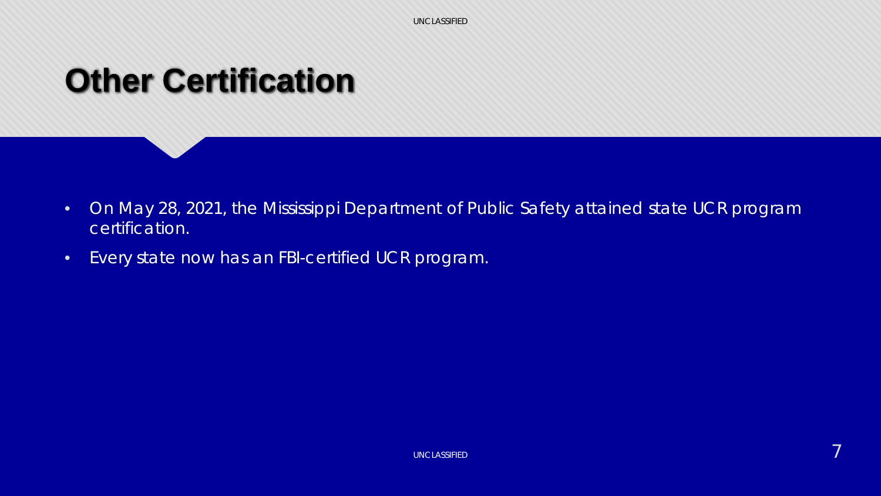# Other Certification

- On May 28, 2021, the Mississippi Department of Public Safety attained state UCR program certification.
- Every state now has an FBI-certified UCR program.